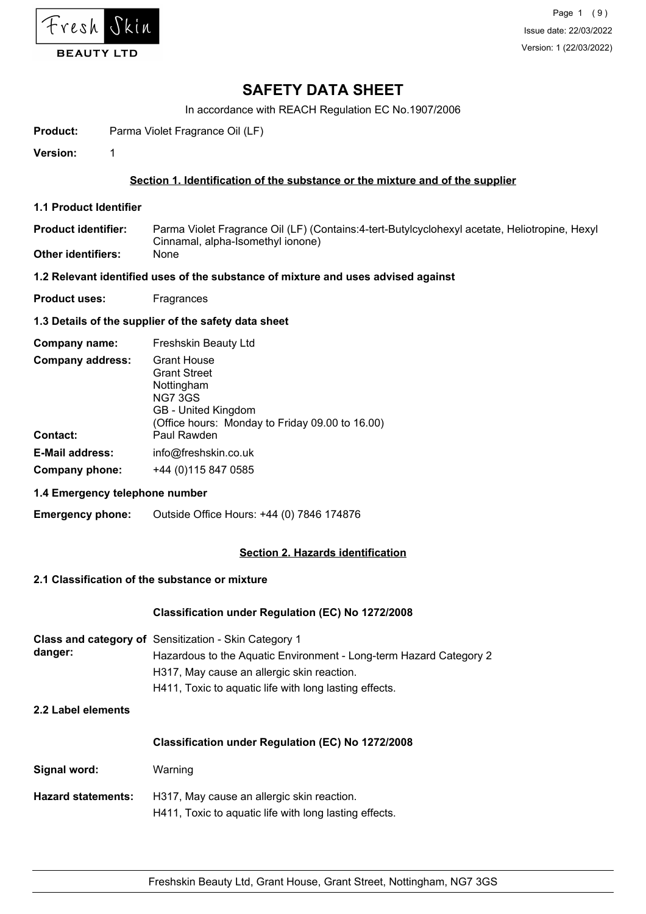# SAFETY DATA SHEET

In accordance with REACH Regulation EC No.1907/2006

**Product:** Parma Violet Fragrance Oil (LF)

**Version:** 1

## Section 1. Identification of the substance or the mixture and of the supplier

### 1.1 Product Identifier

**Product identifier:** Parma Violet Fragrance Oil (LF) (Contains:4-tert-Butylcyclohexyl acetate, Heliotropine, Hexyl Cinnamal, alpha-Isomethyl ionone)

**Other identifiers:** None

### 1.2 Relevant identified uses of the substance of mixture and uses advised against

**Product uses:** Fragrances

### 1.3 Details of the supplier of the safety data sheet

**Company name:** Freshskin Beauty Ltd

**Company address:** Grant House
Grant Street
Nottingham
NG7 3GS
GB - United Kingdom
(Office hours: Monday to Friday 09.00 to 16.00)

**Contact:** Paul Rawden

**E-Mail address:** info@freshskin.co.uk

**Company phone:** +44 (0)115 847 0585

### 1.4 Emergency telephone number

**Emergency phone:** Outside Office Hours: +44 (0) 7846 174876

## Section 2. Hazards identification

### 2.1 Classification of the substance or mixture

**Classification under Regulation (EC) No 1272/2008**

**Class and category of danger:** Sensitization - Skin Category 1
Hazardous to the Aquatic Environment - Long-term Hazard Category 2
H317, May cause an allergic skin reaction.
H411, Toxic to aquatic life with long lasting effects.

### 2.2 Label elements

**Classification under Regulation (EC) No 1272/2008**

**Signal word:** Warning

**Hazard statements:** H317, May cause an allergic skin reaction.
H411, Toxic to aquatic life with long lasting effects.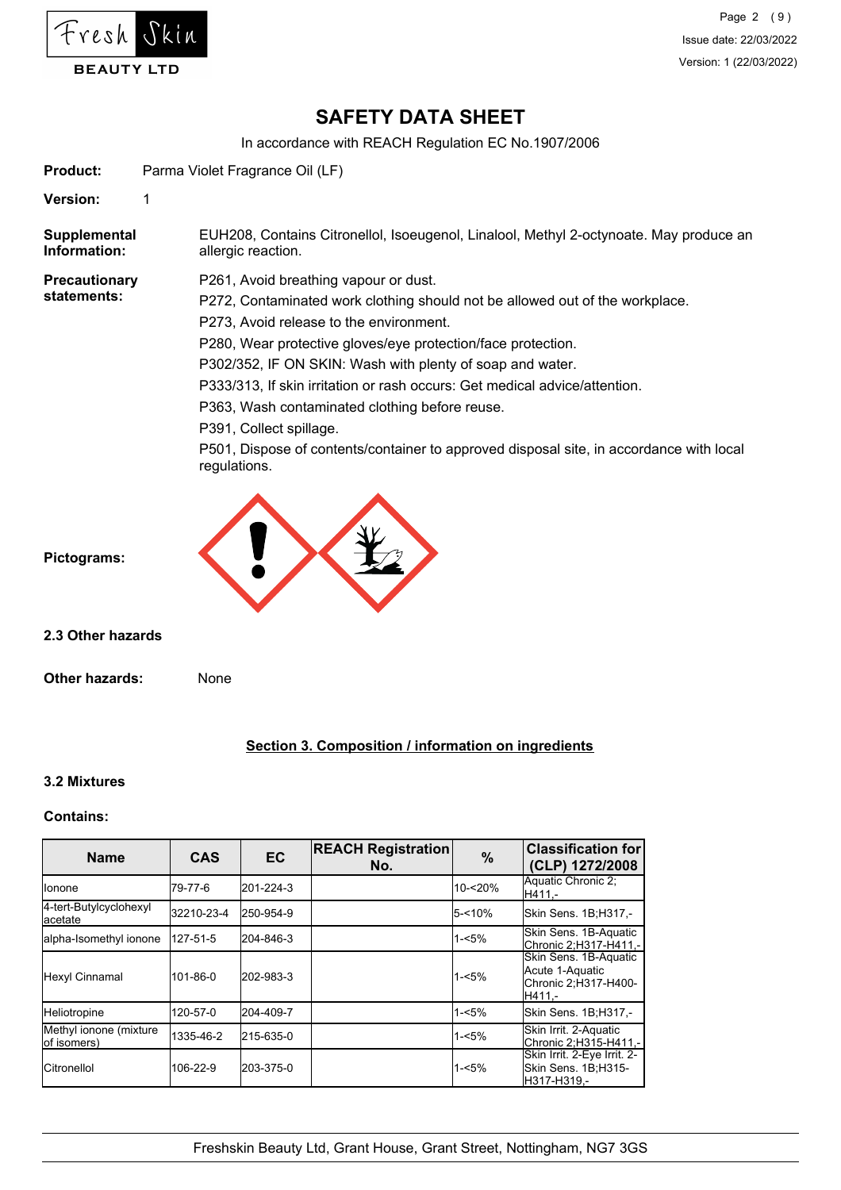# SAFETY DATA SHEET

In accordance with REACH Regulation EC No.1907/2006

**Product:** Parma Violet Fragrance Oil (LF)

**Version:** 1

**Supplemental Information:** EUH208, Contains Citronellol, Isoeugenol, Linalool, Methyl 2-octynoate. May produce an allergic reaction.

**Precautionary statements:**

P261, Avoid breathing vapour or dust.

P272, Contaminated work clothing should not be allowed out of the workplace.

P273, Avoid release to the environment.

P280, Wear protective gloves/eye protection/face protection.

P302/352, IF ON SKIN: Wash with plenty of soap and water.

P333/313, If skin irritation or rash occurs: Get medical advice/attention.

P363, Wash contaminated clothing before reuse.

P391, Collect spillage.

P501, Dispose of contents/container to approved disposal site, in accordance with local regulations.

**Pictograms:**

### 2.3 Other hazards

**Other hazards:** None

## Section 3. Composition / information on ingredients

### 3.2 Mixtures

**Contains:**

| Name | CAS | EC | REACH Registration No. | % | Classification for (CLP) 1272/2008 |
|---|---|---|---|---|---|
| Ionone | 79-77-6 | 201-224-3 | | 10-<20% | Aquatic Chronic 2;H411,- |
| 4-tert-Butylcyclohexyl acetate | 32210-23-4 | 250-954-9 | | 5-<10% | Skin Sens. 1B;H317,- |
| alpha-Isomethyl ionone | 127-51-5 | 204-846-3 | | 1-<5% | Skin Sens. 1B-Aquatic Chronic 2;H317-H411,- |
| Hexyl Cinnamal | 101-86-0 | 202-983-3 | | 1-<5% | Skin Sens. 1B-Aquatic Acute 1-Aquatic Chronic 2;H317-H400-H411,- |
| Heliotropine | 120-57-0 | 204-409-7 | | 1-<5% | Skin Sens. 1B;H317,- |
| Methyl ionone (mixture of isomers) | 1335-46-2 | 215-635-0 | | 1-<5% | Skin Irrit. 2-Aquatic Chronic 2;H315-H411,- |
| Citronellol | 106-22-9 | 203-375-0 | | 1-<5% | Skin Irrit. 2-Eye Irrit. 2-Skin Sens. 1B;H315-H317-H319,- |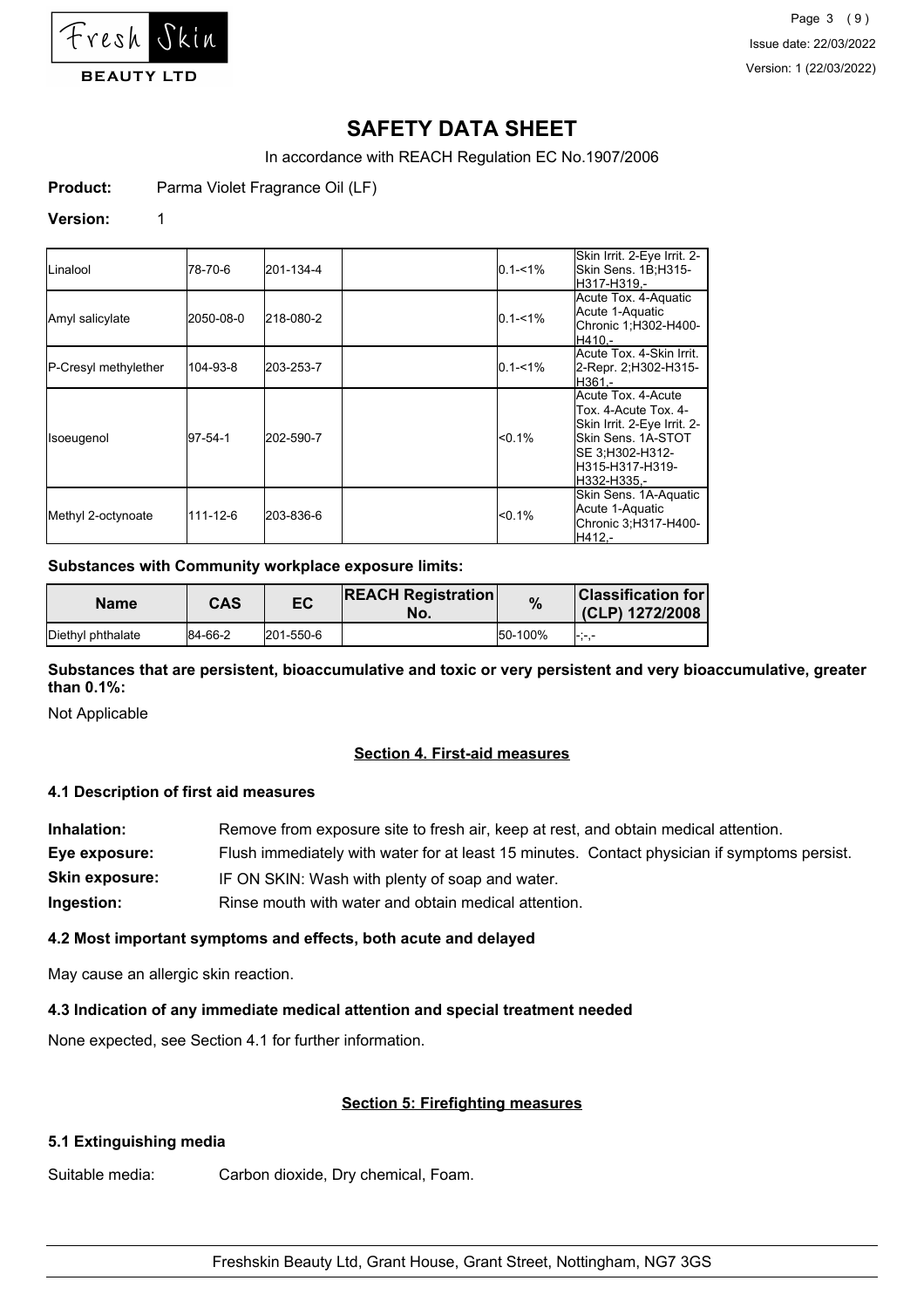| | | | | | |
|---|---|---|---|---|---|
| Linalool | 78-70-6 | 201-134-4 | | 0.1-<1% | Skin Irrit. 2-Eye Irrit. 2-Skin Sens. 1B;H315-H317-H319,- |
| Amyl salicylate | 2050-08-0 | 218-080-2 | | 0.1-<1% | Acute Tox. 4-Aquatic Acute 1-Aquatic Chronic 1;H302-H400-H410,- |
| P-Cresyl methylether | 104-93-8 | 203-253-7 | | 0.1-<1% | Acute Tox. 4-Skin Irrit. 2-Repr. 2;H302-H315-H361,- |
| Isoeugenol | 97-54-1 | 202-590-7 | | <0.1% | Acute Tox. 4-Acute Tox. 4-Acute Tox. 4-Skin Irrit. 2-Eye Irrit. 2-Skin Sens. 1A-STOT SE 3;H302-H312-H315-H317-H319-H332-H335,- |
| Methyl 2-octynoate | 111-12-6 | 203-836-6 | | <0.1% | Skin Sens. 1A-Aquatic Acute 1-Aquatic Chronic 3;H317-H400-H412,- |

**Substances with Community workplace exposure limits:**

| Name | CAS | EC | REACH Registration No. | % | Classification for (CLP) 1272/2008 |
|---|---|---|---|---|---|
| Diethyl phthalate | 84-66-2 | 201-550-6 | | 50-100% | -;-,- |

**Substances that are persistent, bioaccumulative and toxic or very persistent and very bioaccumulative, greater than 0.1%:**

Not Applicable

## Section 4. First-aid measures

### 4.1 Description of first aid measures

**Inhalation:** Remove from exposure site to fresh air, keep at rest, and obtain medical attention.

**Eye exposure:** Flush immediately with water for at least 15 minutes. Contact physician if symptoms persist.

**Skin exposure:** IF ON SKIN: Wash with plenty of soap and water.

**Ingestion:** Rinse mouth with water and obtain medical attention.

### 4.2 Most important symptoms and effects, both acute and delayed

May cause an allergic skin reaction.

### 4.3 Indication of any immediate medical attention and special treatment needed

None expected, see Section 4.1 for further information.

## Section 5: Firefighting measures

### 5.1 Extinguishing media

Suitable media: Carbon dioxide, Dry chemical, Foam.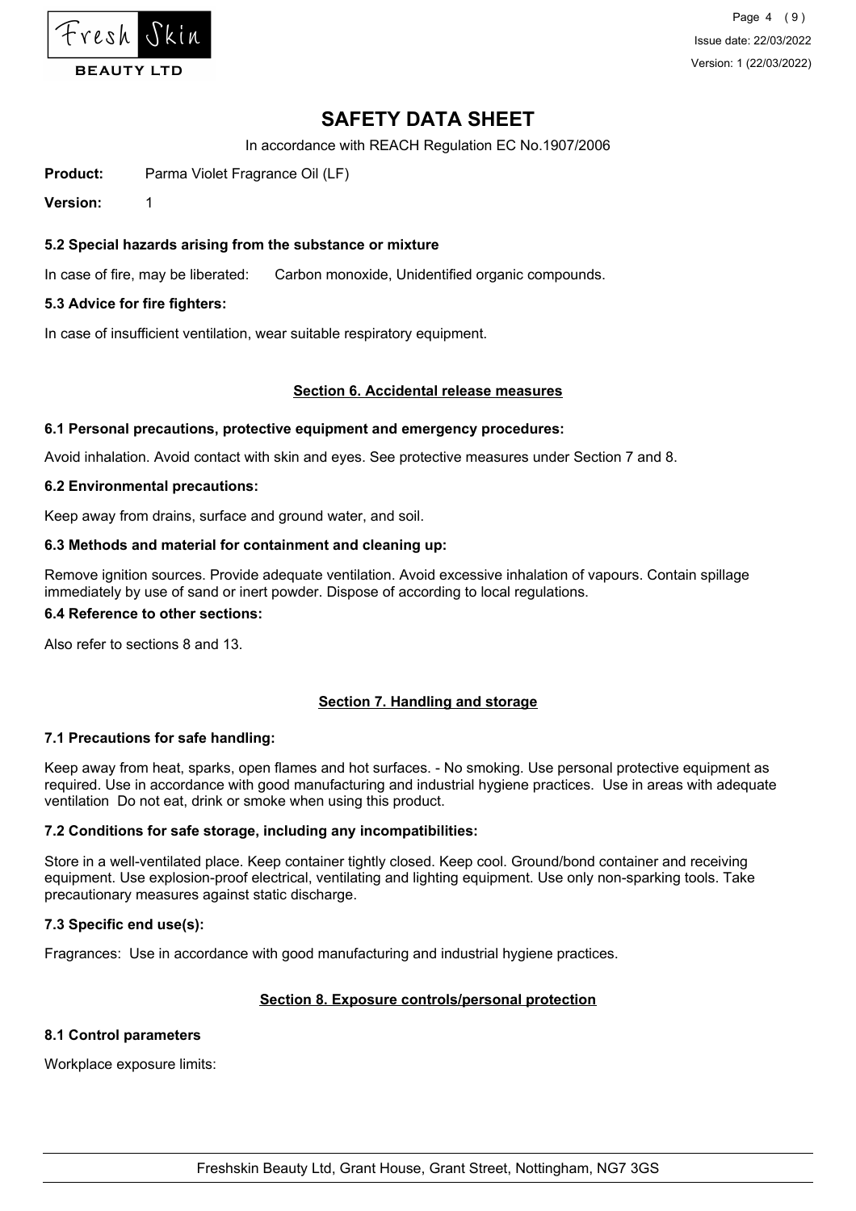**5.2 Special hazards arising from the substance or mixture**

In case of fire, may be liberated: Carbon monoxide, Unidentified organic compounds.

**5.3 Advice for fire fighters:**

In case of insufficient ventilation, wear suitable respiratory equipment.

## Section 6. Accidental release measures

**6.1 Personal precautions, protective equipment and emergency procedures:**

Avoid inhalation. Avoid contact with skin and eyes. See protective measures under Section 7 and 8.

**6.2 Environmental precautions:**

Keep away from drains, surface and ground water, and soil.

**6.3 Methods and material for containment and cleaning up:**

Remove ignition sources. Provide adequate ventilation. Avoid excessive inhalation of vapours. Contain spillage immediately by use of sand or inert powder. Dispose of according to local regulations.

**6.4 Reference to other sections:**

Also refer to sections 8 and 13.

## Section 7. Handling and storage

**7.1 Precautions for safe handling:**

Keep away from heat, sparks, open flames and hot surfaces. - No smoking. Use personal protective equipment as required. Use in accordance with good manufacturing and industrial hygiene practices. Use in areas with adequate ventilation Do not eat, drink or smoke when using this product.

**7.2 Conditions for safe storage, including any incompatibilities:**

Store in a well-ventilated place. Keep container tightly closed. Keep cool. Ground/bond container and receiving equipment. Use explosion-proof electrical, ventilating and lighting equipment. Use only non-sparking tools. Take precautionary measures against static discharge.

**7.3 Specific end use(s):**

Fragrances: Use in accordance with good manufacturing and industrial hygiene practices.

## Section 8. Exposure controls/personal protection

**8.1 Control parameters**

Workplace exposure limits: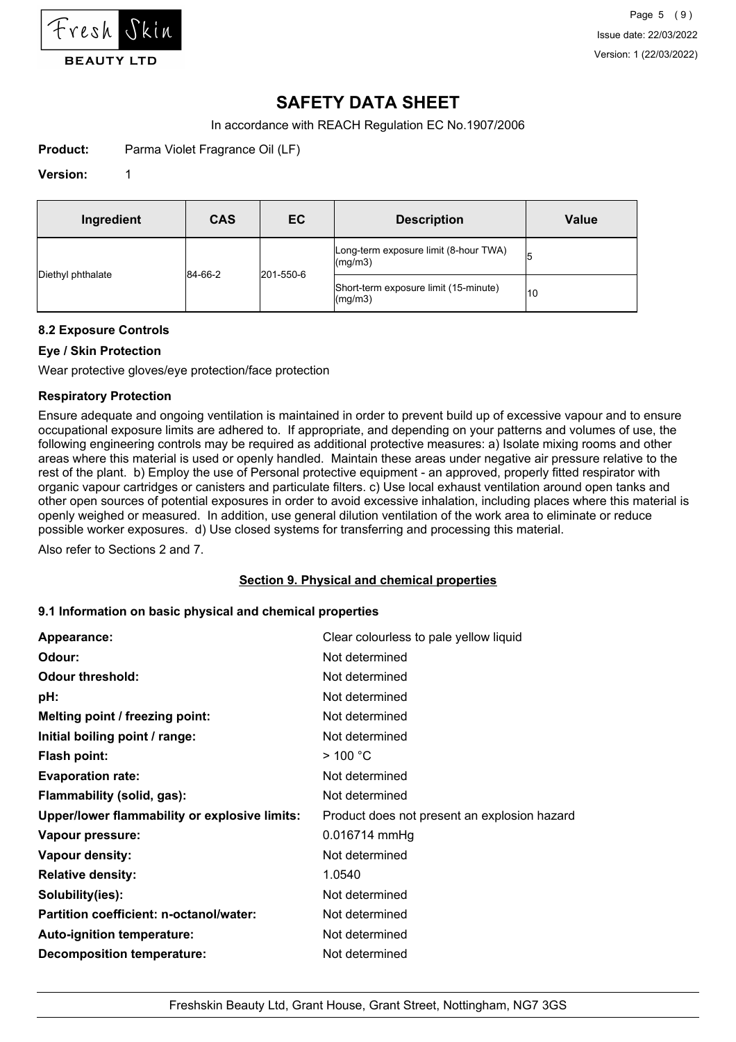# SAFETY DATA SHEET

In accordance with REACH Regulation EC No.1907/2006

**Product:** Parma Violet Fragrance Oil (LF)

**Version:** 1

| Ingredient | CAS | EC | Description | Value |
|---|---|---|---|---|
| Diethyl phthalate | 84-66-2 | 201-550-6 | Long-term exposure limit (8-hour TWA) (mg/m3) | 5 |
| | | | Short-term exposure limit (15-minute) (mg/m3) | 10 |

### 8.2 Exposure Controls

#### Eye / Skin Protection

Wear protective gloves/eye protection/face protection

#### Respiratory Protection

Ensure adequate and ongoing ventilation is maintained in order to prevent build up of excessive vapour and to ensure occupational exposure limits are adhered to. If appropriate, and depending on your patterns and volumes of use, the following engineering controls may be required as additional protective measures: a) Isolate mixing rooms and other areas where this material is used or openly handled. Maintain these areas under negative air pressure relative to the rest of the plant. b) Employ the use of Personal protective equipment - an approved, properly fitted respirator with organic vapour cartridges or canisters and particulate filters. c) Use local exhaust ventilation around open tanks and other open sources of potential exposures in order to avoid excessive inhalation, including places where this material is openly weighed or measured. In addition, use general dilution ventilation of the work area to eliminate or reduce possible worker exposures. d) Use closed systems for transferring and processing this material.

Also refer to Sections 2 and 7.

## Section 9. Physical and chemical properties

### 9.1 Information on basic physical and chemical properties

**Appearance:** Clear colourless to pale yellow liquid
**Odour:** Not determined
**Odour threshold:** Not determined
**pH:** Not determined
**Melting point / freezing point:** Not determined
**Initial boiling point / range:** Not determined
**Flash point:** > 100 °C
**Evaporation rate:** Not determined
**Flammability (solid, gas):** Not determined
**Upper/lower flammability or explosive limits:** Product does not present an explosion hazard
**Vapour pressure:** 0.016714 mmHg
**Vapour density:** Not determined
**Relative density:** 1.0540
**Solubility(ies):** Not determined
**Partition coefficient: n-octanol/water:** Not determined
**Auto-ignition temperature:** Not determined
**Decomposition temperature:** Not determined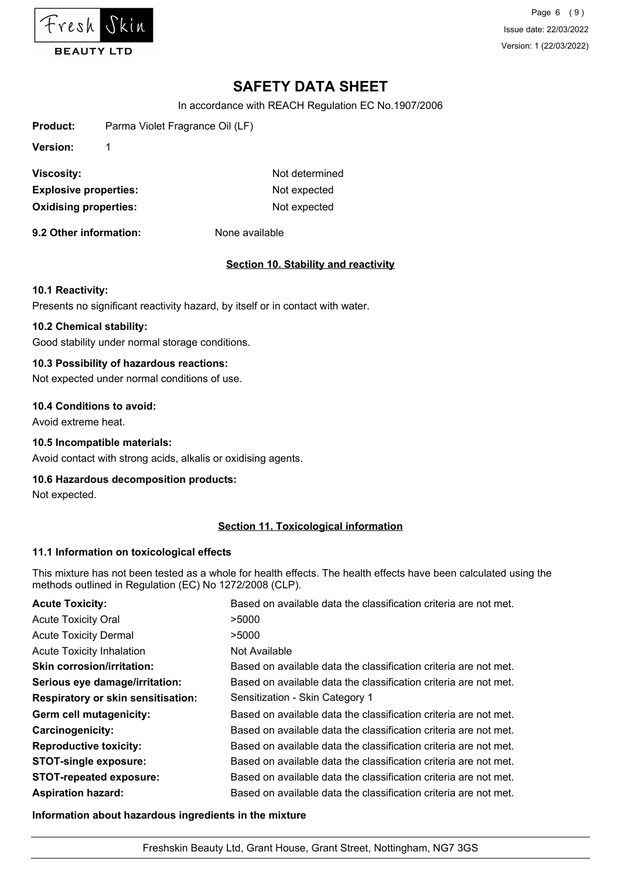**Product:** Parma Violet Fragrance Oil (LF)

**Version:** 1

| | |
|---|---|
| **Viscosity:** | Not determined |
| **Explosive properties:** | Not expected |
| **Oxidising properties:** | Not expected |

**9.2 Other information:** None available

## Section 10. Stability and reactivity

**10.1 Reactivity:**

Presents no significant reactivity hazard, by itself or in contact with water.

**10.2 Chemical stability:**

Good stability under normal storage conditions.

**10.3 Possibility of hazardous reactions:**

Not expected under normal conditions of use.

**10.4 Conditions to avoid:**

Avoid extreme heat.

**10.5 Incompatible materials:**

Avoid contact with strong acids, alkalis or oxidising agents.

**10.6 Hazardous decomposition products:**

Not expected.

## Section 11. Toxicological information

**11.1 Information on toxicological effects**

This mixture has not been tested as a whole for health effects. The health effects have been calculated using the methods outlined in Regulation (EC) No 1272/2008 (CLP).

| | |
|---|---|
| **Acute Toxicity:** | Based on available data the classification criteria are not met. |
| Acute Toxicity Oral | >5000 |
| Acute Toxicity Dermal | >5000 |
| Acute Toxicity Inhalation | Not Available |
| **Skin corrosion/irritation:** | Based on available data the classification criteria are not met. |
| **Serious eye damage/irritation:** | Based on available data the classification criteria are not met. |
| **Respiratory or skin sensitisation:** | Sensitization - Skin Category 1 |
| **Germ cell mutagenicity:** | Based on available data the classification criteria are not met. |
| **Carcinogenicity:** | Based on available data the classification criteria are not met. |
| **Reproductive toxicity:** | Based on available data the classification criteria are not met. |
| **STOT-single exposure:** | Based on available data the classification criteria are not met. |
| **STOT-repeated exposure:** | Based on available data the classification criteria are not met. |
| **Aspiration hazard:** | Based on available data the classification criteria are not met. |

**Information about hazardous ingredients in the mixture**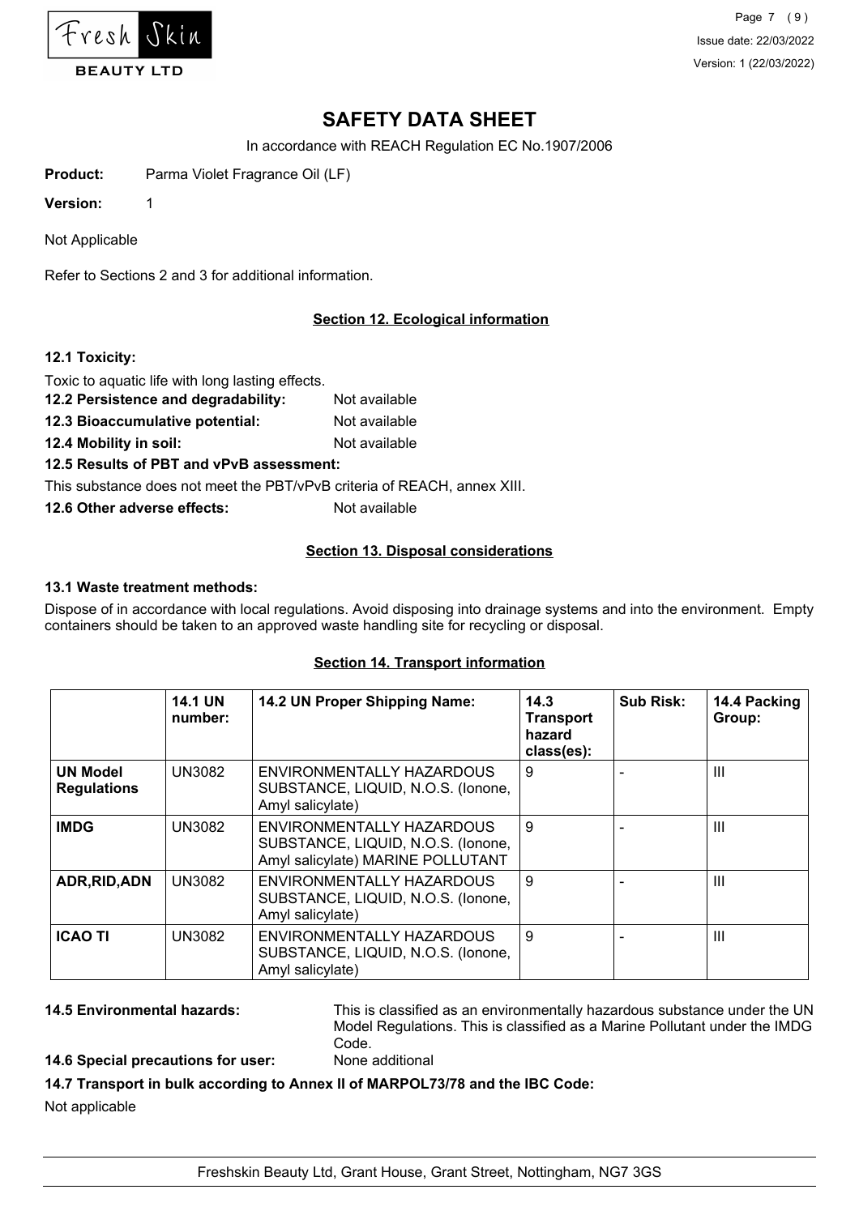# SAFETY DATA SHEET

In accordance with REACH Regulation EC No.1907/2006

**Product:** Parma Violet Fragrance Oil (LF)

**Version:** 1

Not Applicable

Refer to Sections 2 and 3 for additional information.

## Section 12. Ecological information

**12.1 Toxicity:**

Toxic to aquatic life with long lasting effects.

**12.2 Persistence and degradability:** Not available

**12.3 Bioaccumulative potential:** Not available

**12.4 Mobility in soil:** Not available

**12.5 Results of PBT and vPvB assessment:**

This substance does not meet the PBT/vPvB criteria of REACH, annex XIII.

**12.6 Other adverse effects:** Not available

## Section 13. Disposal considerations

**13.1 Waste treatment methods:**

Dispose of in accordance with local regulations. Avoid disposing into drainage systems and into the environment. Empty containers should be taken to an approved waste handling site for recycling or disposal.

## Section 14. Transport information

| | 14.1 UN number: | 14.2 UN Proper Shipping Name: | 14.3 Transport hazard class(es): | Sub Risk: | 14.4 Packing Group: |
|---|---|---|---|---|---|
| **UN Model Regulations** | UN3082 | ENVIRONMENTALLY HAZARDOUS SUBSTANCE, LIQUID, N.O.S. (Ionone, Amyl salicylate) | 9 | - | III |
| **IMDG** | UN3082 | ENVIRONMENTALLY HAZARDOUS SUBSTANCE, LIQUID, N.O.S. (Ionone, Amyl salicylate) MARINE POLLUTANT | 9 | - | III |
| **ADR,RID,ADN** | UN3082 | ENVIRONMENTALLY HAZARDOUS SUBSTANCE, LIQUID, N.O.S. (Ionone, Amyl salicylate) | 9 | - | III |
| **ICAO TI** | UN3082 | ENVIRONMENTALLY HAZARDOUS SUBSTANCE, LIQUID, N.O.S. (Ionone, Amyl salicylate) | 9 | - | III |

**14.5 Environmental hazards:** This is classified as an environmentally hazardous substance under the UN Model Regulations. This is classified as a Marine Pollutant under the IMDG Code.

**14.6 Special precautions for user:** None additional

**14.7 Transport in bulk according to Annex II of MARPOL73/78 and the IBC Code:**

Not applicable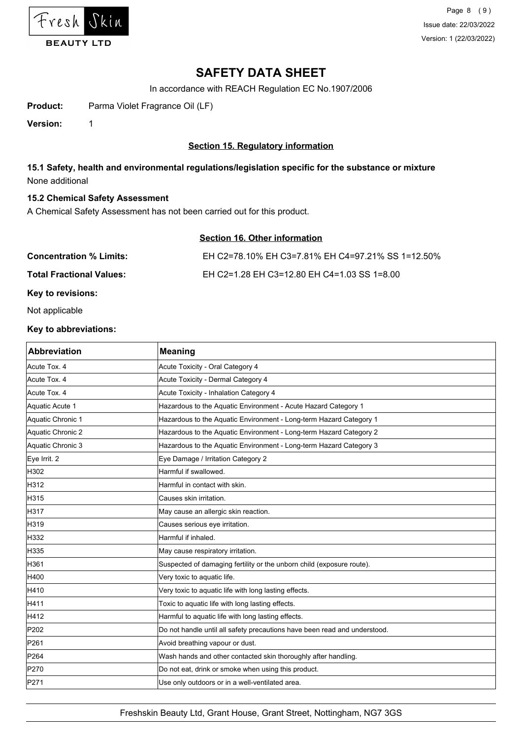# SAFETY DATA SHEET

In accordance with REACH Regulation EC No.1907/2006

**Product:** Parma Violet Fragrance Oil (LF)

**Version:** 1

## Section 15. Regulatory information

### 15.1 Safety, health and environmental regulations/legislation specific for the substance or mixture

None additional

### 15.2 Chemical Safety Assessment

A Chemical Safety Assessment has not been carried out for this product.

## Section 16. Other information

**Concentration % Limits:** EH C2=78.10% EH C3=7.81% EH C4=97.21% SS 1=12.50%

**Total Fractional Values:** EH C2=1.28 EH C3=12.80 EH C4=1.03 SS 1=8.00

**Key to revisions:**

Not applicable

**Key to abbreviations:**

| Abbreviation | Meaning |
| --- | --- |
| Acute Tox. 4 | Acute Toxicity - Oral Category 4 |
| Acute Tox. 4 | Acute Toxicity - Dermal Category 4 |
| Acute Tox. 4 | Acute Toxicity - Inhalation Category 4 |
| Aquatic Acute 1 | Hazardous to the Aquatic Environment - Acute Hazard Category 1 |
| Aquatic Chronic 1 | Hazardous to the Aquatic Environment - Long-term Hazard Category 1 |
| Aquatic Chronic 2 | Hazardous to the Aquatic Environment - Long-term Hazard Category 2 |
| Aquatic Chronic 3 | Hazardous to the Aquatic Environment - Long-term Hazard Category 3 |
| Eye Irrit. 2 | Eye Damage / Irritation Category 2 |
| H302 | Harmful if swallowed. |
| H312 | Harmful in contact with skin. |
| H315 | Causes skin irritation. |
| H317 | May cause an allergic skin reaction. |
| H319 | Causes serious eye irritation. |
| H332 | Harmful if inhaled. |
| H335 | May cause respiratory irritation. |
| H361 | Suspected of damaging fertility or the unborn child (exposure route). |
| H400 | Very toxic to aquatic life. |
| H410 | Very toxic to aquatic life with long lasting effects. |
| H411 | Toxic to aquatic life with long lasting effects. |
| H412 | Harmful to aquatic life with long lasting effects. |
| P202 | Do not handle until all safety precautions have been read and understood. |
| P261 | Avoid breathing vapour or dust. |
| P264 | Wash hands and other contacted skin thoroughly after handling. |
| P270 | Do not eat, drink or smoke when using this product. |
| P271 | Use only outdoors or in a well-ventilated area. |

Freshskin Beauty Ltd, Grant House, Grant Street, Nottingham, NG7 3GS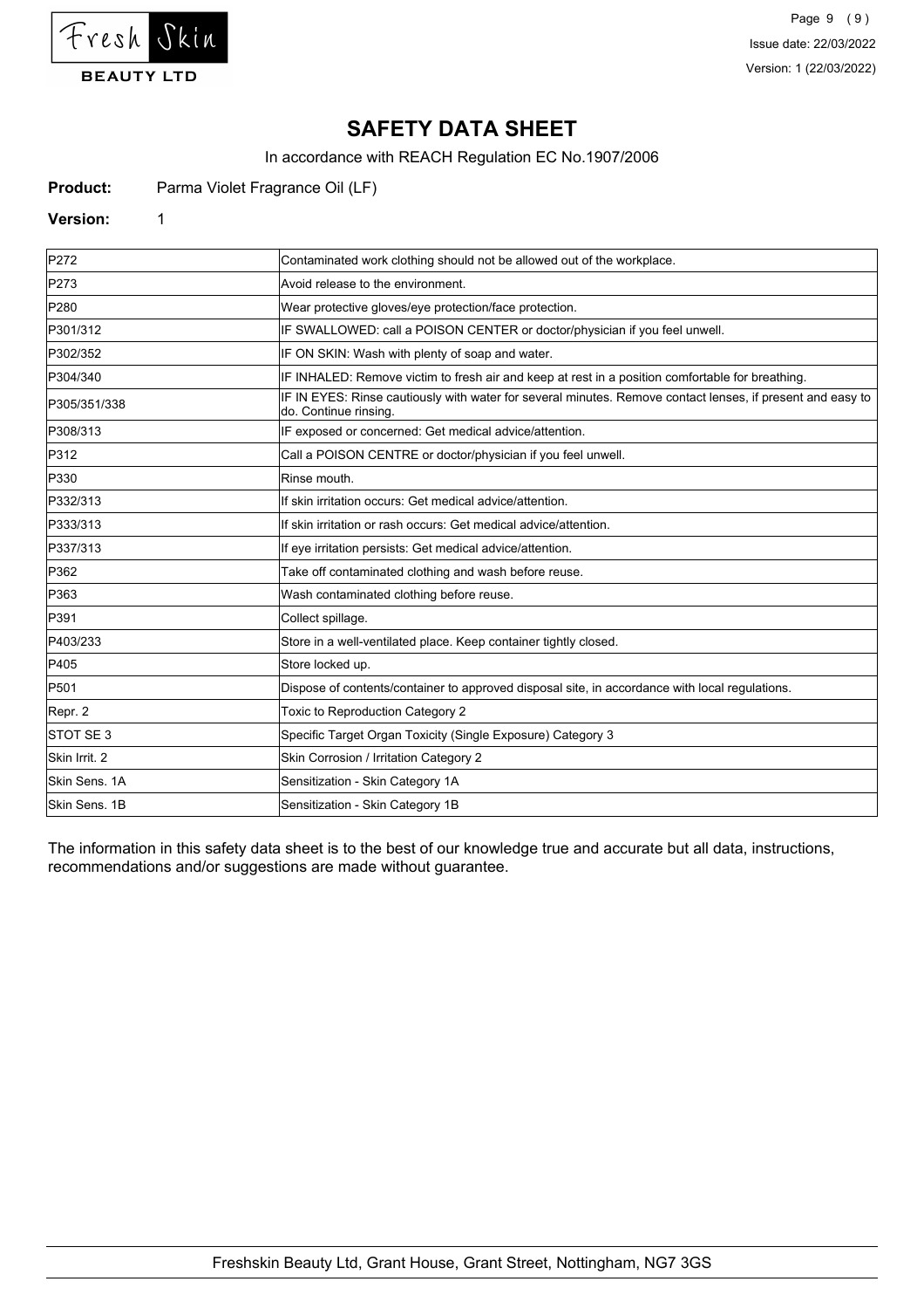# SAFETY DATA SHEET

In accordance with REACH Regulation EC No.1907/2006

**Product:** Parma Violet Fragrance Oil (LF)

**Version:** 1

| | |
|---|---|
| P272 | Contaminated work clothing should not be allowed out of the workplace. |
| P273 | Avoid release to the environment. |
| P280 | Wear protective gloves/eye protection/face protection. |
| P301/312 | IF SWALLOWED: call a POISON CENTER or doctor/physician if you feel unwell. |
| P302/352 | IF ON SKIN: Wash with plenty of soap and water. |
| P304/340 | IF INHALED: Remove victim to fresh air and keep at rest in a position comfortable for breathing. |
| P305/351/338 | IF IN EYES: Rinse cautiously with water for several minutes. Remove contact lenses, if present and easy to do. Continue rinsing. |
| P308/313 | IF exposed or concerned: Get medical advice/attention. |
| P312 | Call a POISON CENTRE or doctor/physician if you feel unwell. |
| P330 | Rinse mouth. |
| P332/313 | If skin irritation occurs: Get medical advice/attention. |
| P333/313 | If skin irritation or rash occurs: Get medical advice/attention. |
| P337/313 | If eye irritation persists: Get medical advice/attention. |
| P362 | Take off contaminated clothing and wash before reuse. |
| P363 | Wash contaminated clothing before reuse. |
| P391 | Collect spillage. |
| P403/233 | Store in a well-ventilated place. Keep container tightly closed. |
| P405 | Store locked up. |
| P501 | Dispose of contents/container to approved disposal site, in accordance with local regulations. |
| Repr. 2 | Toxic to Reproduction Category 2 |
| STOT SE 3 | Specific Target Organ Toxicity (Single Exposure) Category 3 |
| Skin Irrit. 2 | Skin Corrosion / Irritation Category 2 |
| Skin Sens. 1A | Sensitization - Skin Category 1A |
| Skin Sens. 1B | Sensitization - Skin Category 1B |

The information in this safety data sheet is to the best of our knowledge true and accurate but all data, instructions, recommendations and/or suggestions are made without guarantee.